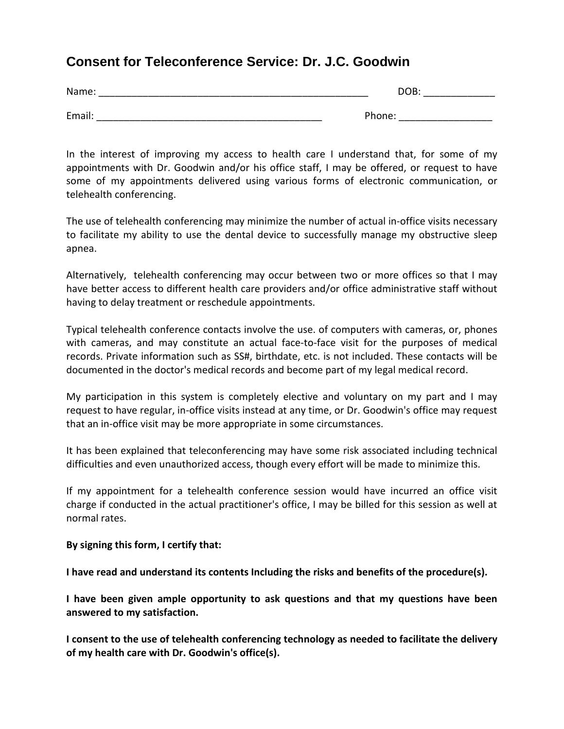# Consent for Teleconference Service: Dr. J.C. Goodwin

Name: ___________________________________________________ DOB: _____________

Email: __________________________________________ Phone: _________________

In the interest of improving my access to health care I understand that, for some of my appointments with Dr. Goodwin and/or his office staff, I may be offered, or request to have some of my appointments delivered using various forms of electronic communication, or telehealth conferencing.

The use of telehealth conferencing may minimize the number of actual in-office visits necessary to facilitate my ability to use the dental device to successfully manage my obstructive sleep apnea.

Alternatively, telehealth conferencing may occur between two or more offices so that I may have better access to different health care providers and/or office administrative staff without having to delay treatment or reschedule appointments.

Typical telehealth conference contacts involve the use. of computers with cameras, or, phones with cameras, and may constitute an actual face-to-face visit for the purposes of medical records. Private information such as SS#, birthdate, etc. is not included. These contacts will be documented in the doctor's medical records and become part of my legal medical record.

My participation in this system is completely elective and voluntary on my part and I may request to have regular, in-office visits instead at any time, or Dr. Goodwin's office may request that an in-office visit may be more appropriate in some circumstances.

It has been explained that teleconferencing may have some risk associated including technical difficulties and even unauthorized access, though every effort will be made to minimize this.

If my appointment for a telehealth conference session would have incurred an office visit charge if conducted in the actual practitioner's office, I may be billed for this session as well at normal rates.

**By signing this form, I certify that:**

**I have read and understand its contents Including the risks and benefits of the procedure(s).**

**I have been given ample opportunity to ask questions and that my questions have been answered to my satisfaction.**

**I consent to the use of telehealth conferencing technology as needed to facilitate the delivery of my health care with Dr. Goodwin's office(s).**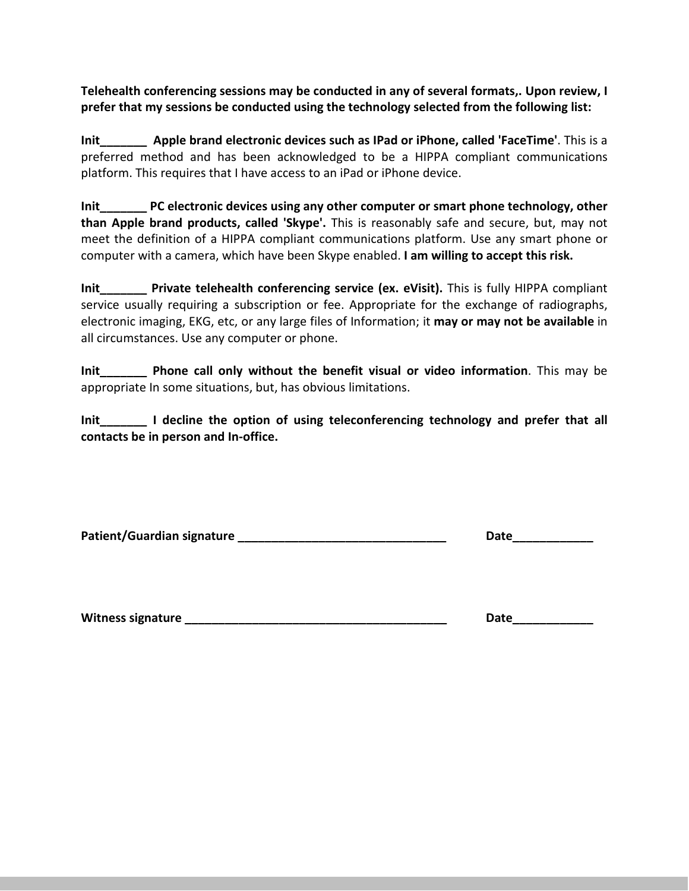**Telehealth conferencing sessions may be conducted in any of several formats,. Upon review, I prefer that my sessions be conducted using the technology selected from the following list:**

**Init_______ Apple brand electronic devices such as IPad or iPhone, called 'FaceTime'**. This is a preferred method and has been acknowledged to be a HIPPA compliant communications platform. This requires that I have access to an iPad or iPhone device.

**Init_______ PC electronic devices using any other computer or smart phone technology, other than Apple brand products, called 'Skype'.** This is reasonably safe and secure, but, may not meet the definition of a HIPPA compliant communications platform. Use any smart phone or computer with a camera, which have been Skype enabled. **I am willing to accept this risk.**

**Init_______ Private telehealth conferencing service (ex. eVisit).** This is fully HIPPA compliant service usually requiring a subscription or fee. Appropriate for the exchange of radiographs, electronic imaging, EKG, etc, or any large files of Information; it **may or may not be available** in all circumstances. Use any computer or phone.

**Init_______ Phone call only without the benefit visual or video information**. This may be appropriate In some situations, but, has obvious limitations.

**Init_______ I decline the option of using teleconferencing technology and prefer that all contacts be in person and In-office.**

**Patient/Guardian signature ________________________________ Date____________**

**Witness signature ________________________________________ Date____________**